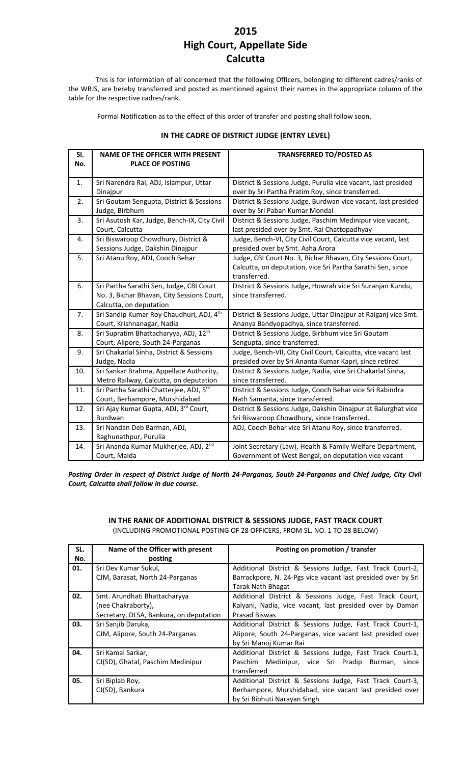# 2015
# High Court, Appellate Side
# Calcutta

This is for information of all concerned that the following Officers, belonging to different cadres/ranks of the WBJS, are hereby transferred and posted as mentioned against their names in the appropriate column of the table for the respective cadres/rank.

Formal Notification as to the effect of this order of transfer and posting shall follow soon.

## IN THE CADRE OF DISTRICT JUDGE (ENTRY LEVEL)

| Sl. No. | NAME OF THE OFFICER WITH PRESENT PLACE OF POSTING | TRANSFERRED TO/POSTED AS |
|---|---|---|
| 1. | Sri Narendra Rai, ADJ, Islampur, Uttar Dinajpur | District & Sessions Judge, Purulia vice vacant, last presided over by Sri Partha Pratim Roy, since transferred. |
| 2. | Sri Goutam Sengupta, District & Sessions Judge, Birbhum | District & Sessions Judge, Burdwan vice vacant, last presided over by Sri Paban Kumar Mondal |
| 3. | Sri Asutosh Kar, Judge, Bench-IX, City Civil Court, Calcutta | District & Sessions Judge, Paschim Medinipur vice vacant, last presided over by Smt. Rai Chattopadhyay |
| 4. | Sri Biswaroop Chowdhury, District & Sessions Judge, Dakshin Dinajpur | Judge, Bench-VI, City Civil Court, Calcutta vice vacant, last presided over by Smt. Asha Arora |
| 5. | Sri Atanu Roy, ADJ, Cooch Behar | Judge, CBI Court No. 3, Bichar Bhavan, City Sessions Court, Calcutta, on deputation, vice Sri Partha Sarathi Sen, since transferred. |
| 6. | Sri Partha Sarathi Sen, Judge, CBI Court No. 3, Bichar Bhavan, City Sessions Court, Calcutta, on deputation | District & Sessions Judge, Howrah vice Sri Suranjan Kundu, since transferred. |
| 7. | Sri Sandip Kumar Roy Chaudhuri, ADJ, 4th Court, Krishnanagar, Nadia | District & Sessions Judge, Uttar Dinajpur at Raiganj vice Smt. Ananya Bandyopadhya, since transferred. |
| 8. | Sri Supratim Bhattacharyya, ADJ, 12th Court, Alipore, South 24-Parganas | District & Sessions Judge, Birbhum vice Sri Goutam Sengupta, since transferred. |
| 9. | Sri Chakarlal Sinha, District & Sessions Judge, Nadia | Judge, Bench-VII, City Civil Court, Calcutta, vice vacant last presided over by Sri Ananta Kumar Kapri, since retired |
| 10. | Sri Sankar Brahma, Appellate Authority, Metro Railway, Calcutta, on deputation | District & Sessions Judge, Nadia, vice Sri Chakarlal Sinha, since transferred. |
| 11. | Sri Partha Sarathi Chatterjee, ADJ, 5th Court, Berhampore, Murshidabad | District & Sessions Judge, Cooch Behar vice Sri Rabindra Nath Samanta, since transferred. |
| 12. | Sri Ajay Kumar Gupta, ADJ, 3rd Court, Burdwan | District & Sessions Judge, Dakshin Dinajpur at Balurghat vice Sri Biswaroop Chowdhury, since transferred. |
| 13. | Sri Nandan Deb Barman, ADJ, Raghunathpur, Purulia | ADJ, Cooch Behar vice Sri Atanu Roy, since transferred. |
| 14. | Sri Ananda Kumar Mukherjee, ADJ, 2nd Court, Malda | Joint Secretary (Law), Health & Family Welfare Department, Government of West Bengal, on deputation vice vacant |

***Posting Order in respect of District Judge of North 24-Parganas, South 24-Parganas and Chief Judge, City Civil Court, Calcutta shall follow in due course.***

## IN THE RANK OF ADDITIONAL DISTRICT & SESSIONS JUDGE, FAST TRACK COURT

(INCLUDING PROMOTIONAL POSTING OF 28 OFFICERS, FROM SL. NO. 1 TO 28 BELOW)

| SL. No. | Name of the Officer with present posting | Posting on promotion / transfer |
|---|---|---|
| **01.** | Sri Dev Kumar Sukul, CJM, Barasat, North 24-Parganas | Additional District & Sessions Judge, Fast Track Court-2, Barrackpore, N. 24-Pgs vice vacant last presided over by Sri Tarak Nath Bhagat |
| **02.** | Smt. Arundhati Bhattacharyya (nee Chakraborty), Secretary, DLSA, Bankura, on deputation | Additional District & Sessions Judge, Fast Track Court, Kalyani, Nadia, vice vacant, last presided over by Daman Prasad Biswas |
| **03.** | Sri Sanjib Daruka, CJM, Alipore, South 24-Parganas | Additional District & Sessions Judge, Fast Track Court-1, Alipore, South 24-Parganas, vice vacant last presided over by Sri Manoj Kumar Rai |
| **04.** | Sri Kamal Sarkar, CJ(SD), Ghatal, Paschim Medinipur | Additional District & Sessions Judge, Fast Track Court-1, Paschim Medinipur, vice Sri Pradip Burman, since transferred |
| **05.** | Sri Biplab Roy, CJ(SD), Bankura | Additional District & Sessions Judge, Fast Track Court-3, Berhampore, Murshidabad, vice vacant last presided over by Sri Bibhuti Narayan Singh |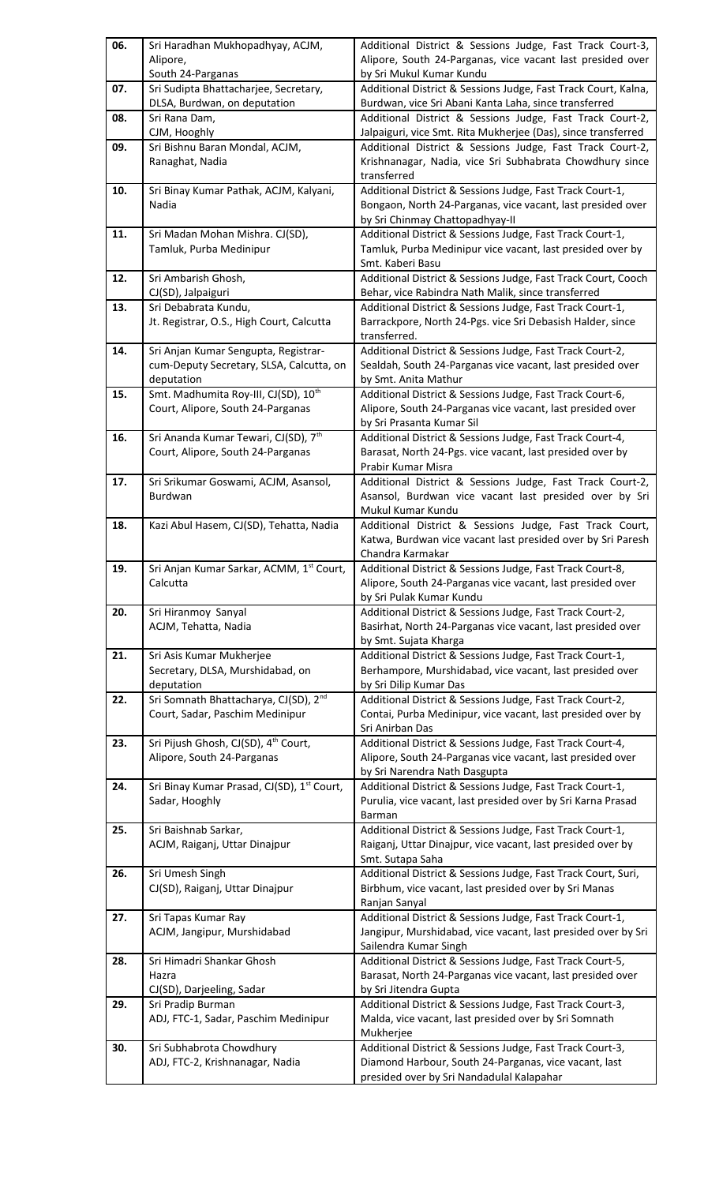| 06. | Sri Haradhan Mukhopadhyay, ACJM, Alipore, South 24-Parganas | Additional District & Sessions Judge, Fast Track Court-3, Alipore, South 24-Parganas, vice vacant last presided over by Sri Mukul Kumar Kundu |
|---|---|---|
| 07. | Sri Sudipta Bhattacharjee, Secretary, DLSA, Burdwan, on deputation | Additional District & Sessions Judge, Fast Track Court, Kalna, Burdwan, vice Sri Abani Kanta Laha, since transferred |
| 08. | Sri Rana Dam, CJM, Hooghly | Additional District & Sessions Judge, Fast Track Court-2, Jalpaiguri, vice Smt. Rita Mukherjee (Das), since transferred |
| 09. | Sri Bishnu Baran Mondal, ACJM, Ranaghat, Nadia | Additional District & Sessions Judge, Fast Track Court-2, Krishnanagar, Nadia, vice Sri Subhabrata Chowdhury since transferred |
| 10. | Sri Binay Kumar Pathak, ACJM, Kalyani, Nadia | Additional District & Sessions Judge, Fast Track Court-1, Bongaon, North 24-Parganas, vice vacant last presided over by Sri Chinmay Chattopadhyay-II |
| 11. | Sri Madan Mohan Mishra. CJ(SD), Tamluk, Purba Medinipur | Additional District & Sessions Judge, Fast Track Court-1, Tamluk, Purba Medinipur vice vacant, last presided over by Smt. Kaberi Basu |
| 12. | Sri Ambarish Ghosh, CJ(SD), Jalpaiguri | Additional District & Sessions Judge, Fast Track Court, Cooch Behar, vice Rabindra Nath Malik, since transferred |
| 13. | Sri Debabrata Kundu, Jt. Registrar, O.S., High Court, Calcutta | Additional District & Sessions Judge, Fast Track Court-1, Barrackpore, North 24-Pgs. vice Sri Debasish Halder, since transferred. |
| 14. | Sri Anjan Kumar Sengupta, Registrar-cum-Deputy Secretary, SLSA, Calcutta, on deputation | Additional District & Sessions Judge, Fast Track Court-2, Sealdah, South 24-Parganas vice vacant, last presided over by Smt. Anita Mathur |
| 15. | Smt. Madhumita Roy-III, CJ(SD), 10th Court, Alipore, South 24-Parganas | Additional District & Sessions Judge, Fast Track Court-6, Alipore, South 24-Parganas vice vacant, last presided over by Sri Prasanta Kumar Sil |
| 16. | Sri Ananda Kumar Tewari, CJ(SD), 7th Court, Alipore, South 24-Parganas | Additional District & Sessions Judge, Fast Track Court-4, Barasat, North 24-Pgs. vice vacant, last presided over by Prabir Kumar Misra |
| 17. | Sri Srikumar Goswami, ACJM, Asansol, Burdwan | Additional District & Sessions Judge, Fast Track Court-2, Asansol, Burdwan vice vacant last presided over by Sri Mukul Kumar Kundu |
| 18. | Kazi Abul Hasem, CJ(SD), Tehatta, Nadia | Additional District & Sessions Judge, Fast Track Court, Katwa, Burdwan vice vacant last presided over by Sri Paresh Chandra Karmakar |
| 19. | Sri Anjan Kumar Sarkar, ACMM, 1st Court, Calcutta | Additional District & Sessions Judge, Fast Track Court-8, Alipore, South 24-Parganas vice vacant, last presided over by Sri Pulak Kumar Kundu |
| 20. | Sri Hiranmoy Sanyal ACJM, Tehatta, Nadia | Additional District & Sessions Judge, Fast Track Court-2, Basirhat, North 24-Parganas vice vacant, last presided over by Smt. Sujata Kharga |
| 21. | Sri Asis Kumar Mukherjee Secretary, DLSA, Murshidabad, on deputation | Additional District & Sessions Judge, Fast Track Court-1, Berhampore, Murshidabad, vice vacant, last presided over by Sri Dilip Kumar Das |
| 22. | Sri Somnath Bhattacharya, CJ(SD), 2nd Court, Sadar, Paschim Medinipur | Additional District & Sessions Judge, Fast Track Court-2, Contai, Purba Medinipur, vice vacant, last presided over by Sri Anirban Das |
| 23. | Sri Pijush Ghosh, CJ(SD), 4th Court, Alipore, South 24-Parganas | Additional District & Sessions Judge, Fast Track Court-4, Alipore, South 24-Parganas vice vacant, last presided over by Sri Narendra Nath Dasgupta |
| 24. | Sri Binay Kumar Prasad, CJ(SD), 1st Court, Sadar, Hooghly | Additional District & Sessions Judge, Fast Track Court-1, Purulia, vice vacant, last presided over by Sri Karna Prasad Barman |
| 25. | Sri Baishnab Sarkar, ACJM, Raiganj, Uttar Dinajpur | Additional District & Sessions Judge, Fast Track Court-1, Raiganj, Uttar Dinajpur, vice vacant, last presided over by Smt. Sutapa Saha |
| 26. | Sri Umesh Singh CJ(SD), Raiganj, Uttar Dinajpur | Additional District & Sessions Judge, Fast Track Court, Suri, Birbhum, vice vacant, last presided over by Sri Manas Ranjan Sanyal |
| 27. | Sri Tapas Kumar Ray ACJM, Jangipur, Murshidabad | Additional District & Sessions Judge, Fast Track Court-1, Jangipur, Murshidabad, vice vacant, last presided over by Sri Sailendra Kumar Singh |
| 28. | Sri Himadri Shankar Ghosh Hazra CJ(SD), Darjeeling, Sadar | Additional District & Sessions Judge, Fast Track Court-5, Barasat, North 24-Parganas vice vacant, last presided over by Sri Jitendra Gupta |
| 29. | Sri Pradip Burman ADJ, FTC-1, Sadar, Paschim Medinipur | Additional District & Sessions Judge, Fast Track Court-3, Malda, vice vacant, last presided over by Sri Somnath Mukherjee |
| 30. | Sri Subhabrota Chowdhury ADJ, FTC-2, Krishnanagar, Nadia | Additional District & Sessions Judge, Fast Track Court-3, Diamond Harbour, South 24-Parganas, vice vacant, last presided over by Sri Nandadulal Kalapahar |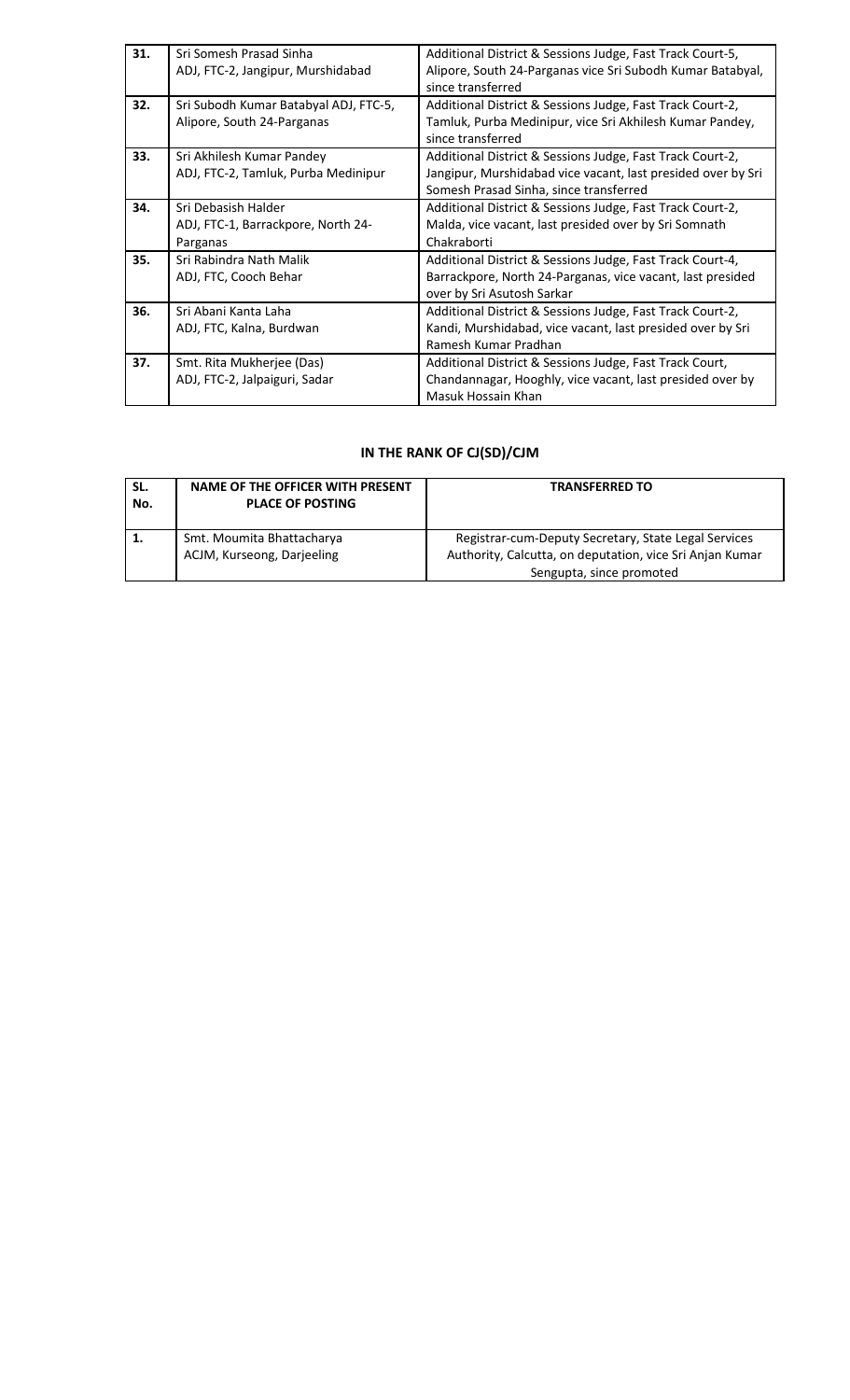| | | |
|---|---|---|
| **31.** | Sri Somesh Prasad Sinha ADJ, FTC-2, Jangipur, Murshidabad | Additional District & Sessions Judge, Fast Track Court-5, Alipore, South 24-Parganas vice Sri Subodh Kumar Batabyal, since transferred |
| **32.** | Sri Subodh Kumar Batabyal ADJ, FTC-5, Alipore, South 24-Parganas | Additional District & Sessions Judge, Fast Track Court-2, Tamluk, Purba Medinipur, vice Sri Akhilesh Kumar Pandey, since transferred |
| **33.** | Sri Akhilesh Kumar Pandey ADJ, FTC-2, Tamluk, Purba Medinipur | Additional District & Sessions Judge, Fast Track Court-2, Jangipur, Murshidabad vice vacant, last presided over by Sri Somesh Prasad Sinha, since transferred |
| **34.** | Sri Debasish Halder ADJ, FTC-1, Barrackpore, North 24-Parganas | Additional District & Sessions Judge, Fast Track Court-2, Malda, vice vacant, last presided over by Sri Somnath Chakraborti |
| **35.** | Sri Rabindra Nath Malik ADJ, FTC, Cooch Behar | Additional District & Sessions Judge, Fast Track Court-4, Barrackpore, North 24-Parganas, vice vacant, last presided over by Sri Asutosh Sarkar |
| **36.** | Sri Abani Kanta Laha ADJ, FTC, Kalna, Burdwan | Additional District & Sessions Judge, Fast Track Court-2, Kandi, Murshidabad, vice vacant, last presided over by Sri Ramesh Kumar Pradhan |
| **37.** | Smt. Rita Mukherjee (Das) ADJ, FTC-2, Jalpaiguri, Sadar | Additional District & Sessions Judge, Fast Track Court, Chandannagar, Hooghly, vice vacant, last presided over by Masuk Hossain Khan |

## IN THE RANK OF CJ(SD)/CJM

| SL. No. | NAME OF THE OFFICER WITH PRESENT PLACE OF POSTING | TRANSFERRED TO |
|---|---|---|
| **1.** | Smt. Moumita Bhattacharya ACJM, Kurseong, Darjeeling | Registrar-cum-Deputy Secretary, State Legal Services Authority, Calcutta, on deputation, vice Sri Anjan Kumar Sengupta, since promoted |